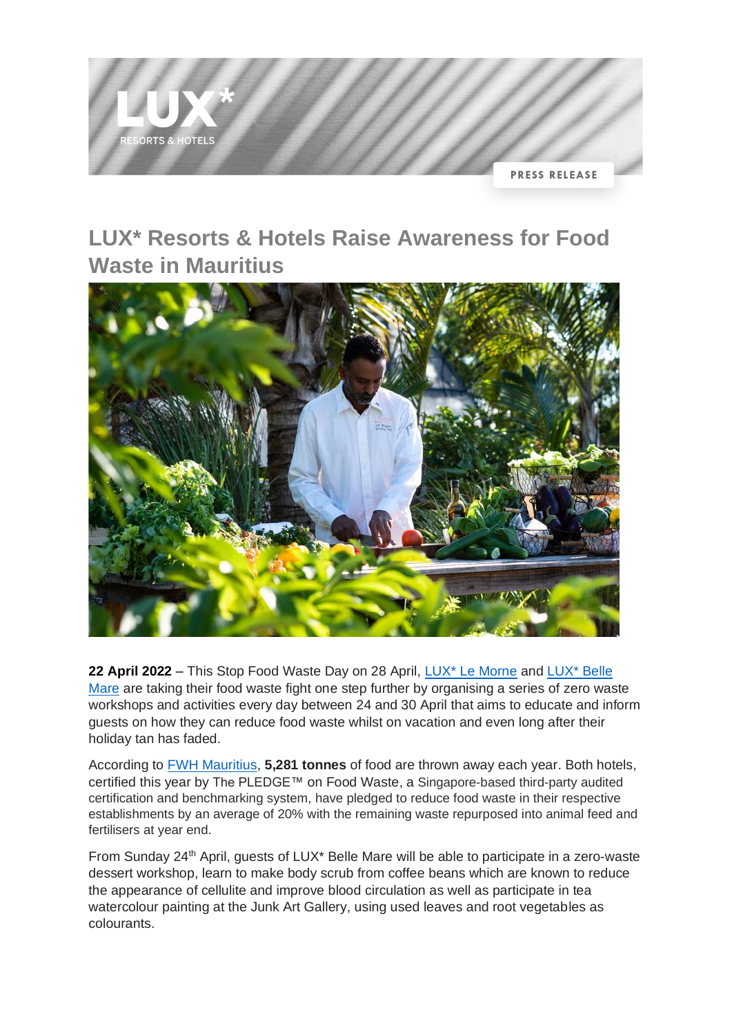PRESS RELEASE

# LUX* Resorts & Hotels Raise Awareness for Food Waste in Mauritius

**22 April 2022** – This Stop Food Waste Day on 28 April, LUX* Le Morne and LUX* Belle Mare are taking their food waste fight one step further by organising a series of zero waste workshops and activities every day between 24 and 30 April that aims to educate and inform guests on how they can reduce food waste whilst on vacation and even long after their holiday tan has faded.

According to FWH Mauritius, **5,281 tonnes** of food are thrown away each year. Both hotels, certified this year by The PLEDGE™ on Food Waste, a Singapore-based third-party audited certification and benchmarking system, have pledged to reduce food waste in their respective establishments by an average of 20% with the remaining waste repurposed into animal feed and fertilisers at year end.

From Sunday 24th April, guests of LUX* Belle Mare will be able to participate in a zero-waste dessert workshop, learn to make body scrub from coffee beans which are known to reduce the appearance of cellulite and improve blood circulation as well as participate in tea watercolour painting at the Junk Art Gallery, using used leaves and root vegetables as colourants.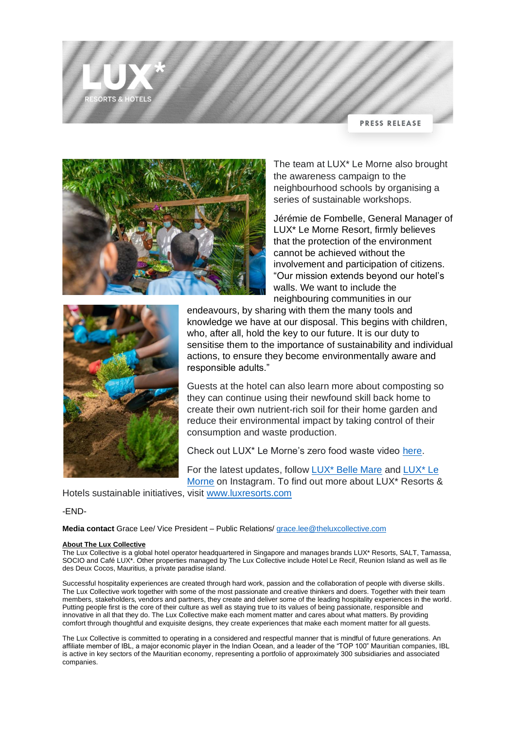The team at LUX* Le Morne also brought the awareness campaign to the neighbourhood schools by organising a series of sustainable workshops.

Jérémie de Fombelle, General Manager of LUX* Le Morne Resort, firmly believes that the protection of the environment cannot be achieved without the involvement and participation of citizens. “Our mission extends beyond our hotel’s walls. We want to include the neighbouring communities in our endeavours, by sharing with them the many tools and knowledge we have at our disposal. This begins with children, who, after all, hold the key to our future. It is our duty to sensitise them to the importance of sustainability and individual actions, to ensure they become environmentally aware and responsible adults.”

Guests at the hotel can also learn more about composting so they can continue using their newfound skill back home to create their own nutrient-rich soil for their home garden and reduce their environmental impact by taking control of their consumption and waste production.

Check out LUX* Le Morne’s zero food waste video here.

For the latest updates, follow LUX* Belle Mare and LUX* Le Morne on Instagram. To find out more about LUX* Resorts & Hotels sustainable initiatives, visit www.luxresorts.com

-END-

**Media contact** Grace Lee/ Vice President – Public Relations/ grace.lee@theluxcollective.com

**About The Lux Collective**

The Lux Collective is a global hotel operator headquartered in Singapore and manages brands LUX* Resorts, SALT, Tamassa, SOCIO and Café LUX*. Other properties managed by The Lux Collective include Hotel Le Recif, Reunion Island as well as Ile des Deux Cocos, Mauritius, a private paradise island.

Successful hospitality experiences are created through hard work, passion and the collaboration of people with diverse skills. The Lux Collective work together with some of the most passionate and creative thinkers and doers. Together with their team members, stakeholders, vendors and partners, they create and deliver some of the leading hospitality experiences in the world. Putting people first is the core of their culture as well as staying true to its values of being passionate, responsible and innovative in all that they do. The Lux Collective make each moment matter and cares about what matters. By providing comfort through thoughtful and exquisite designs, they create experiences that make each moment matter for all guests.

The Lux Collective is committed to operating in a considered and respectful manner that is mindful of future generations. An affiliate member of IBL, a major economic player in the Indian Ocean, and a leader of the “TOP 100” Mauritian companies, IBL is active in key sectors of the Mauritian economy, representing a portfolio of approximately 300 subsidiaries and associated companies.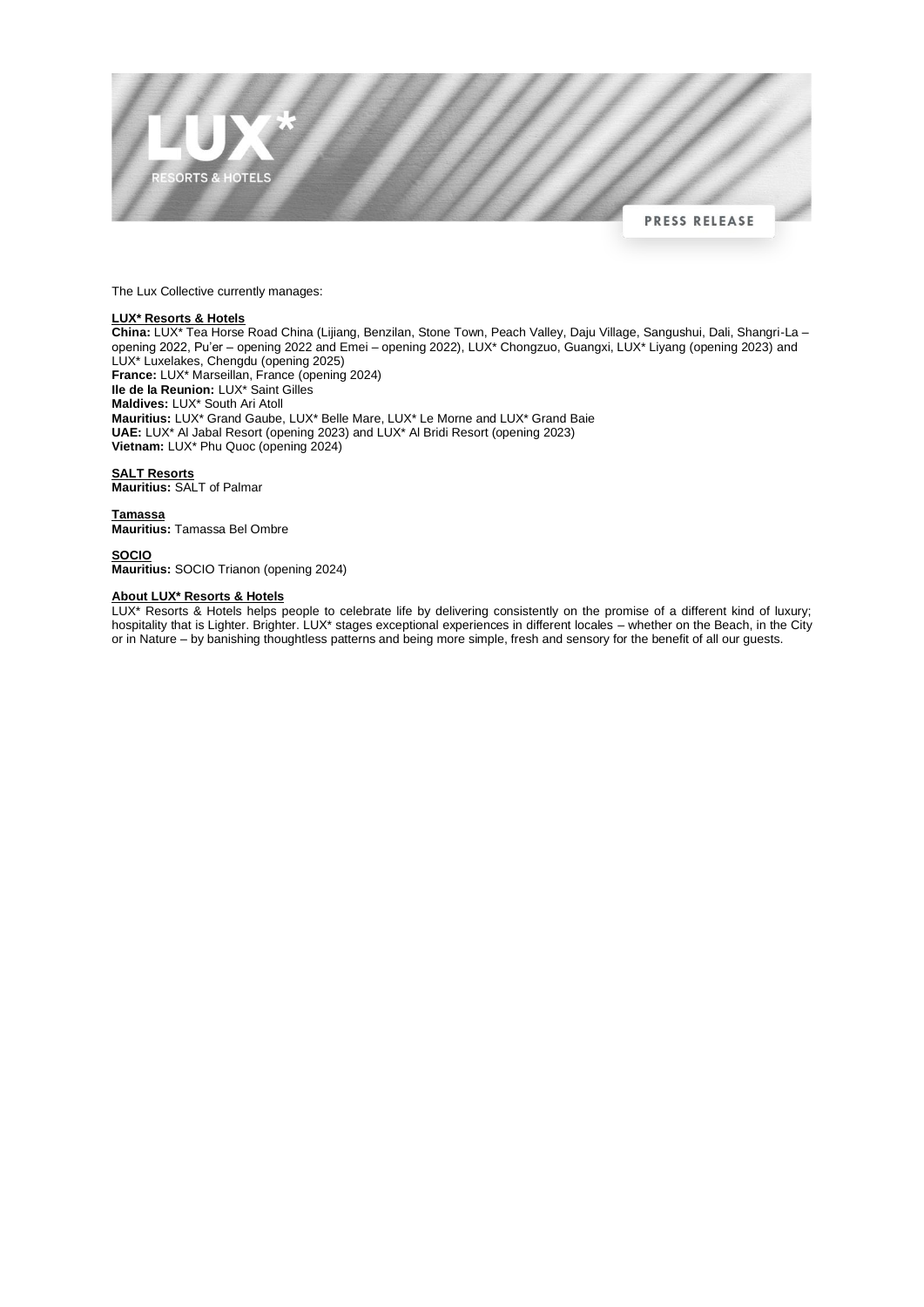The Lux Collective currently manages:

**LUX* Resorts & Hotels**

**China:** LUX* Tea Horse Road China (Lijiang, Benzilan, Stone Town, Peach Valley, Daju Village, Sangushui, Dali, Shangri-La – opening 2022, Pu'er – opening 2022 and Emei – opening 2022), LUX* Chongzuo, Guangxi, LUX* Liyang (opening 2023) and LUX* Luxelakes, Chengdu (opening 2025)
**France:** LUX* Marseillan, France (opening 2024)
**Ile de la Reunion:** LUX* Saint Gilles
**Maldives:** LUX* South Ari Atoll
**Mauritius:** LUX* Grand Gaube, LUX* Belle Mare, LUX* Le Morne and LUX* Grand Baie
**UAE:** LUX* Al Jabal Resort (opening 2023) and LUX* Al Bridi Resort (opening 2023)
**Vietnam:** LUX* Phu Quoc (opening 2024)

**SALT Resorts**

**Mauritius:** SALT of Palmar

**Tamassa**

**Mauritius:** Tamassa Bel Ombre

**SOCIO**

**Mauritius:** SOCIO Trianon (opening 2024)

**About LUX* Resorts & Hotels**

LUX* Resorts & Hotels helps people to celebrate life by delivering consistently on the promise of a different kind of luxury; hospitality that is Lighter. Brighter. LUX* stages exceptional experiences in different locales – whether on the Beach, in the City or in Nature – by banishing thoughtless patterns and being more simple, fresh and sensory for the benefit of all our guests.